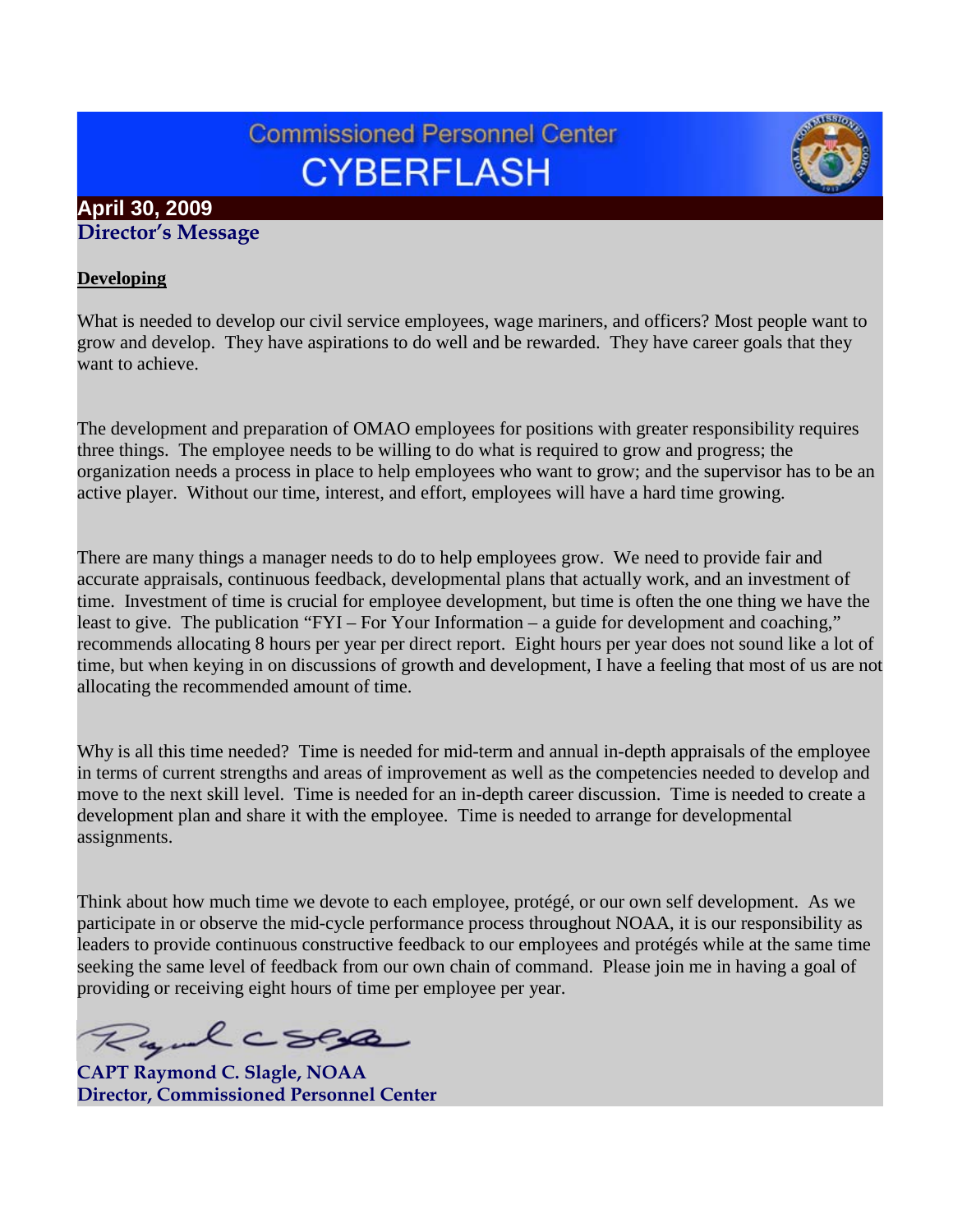# Commissioned Personnel Center CYBERFLASH

**April 30, 2009**

## Director's Message

**Developing**

What is needed to develop our civil service employees, wage mariners, and officers? Most people want to grow and develop. They have aspirations to do well and be rewarded. They have career goals that they want to achieve.

The development and preparation of OMAO employees for positions with greater responsibility requires three things. The employee needs to be willing to do what is required to grow and progress; the organization needs a process in place to help employees who want to grow; and the supervisor has to be an active player. Without our time, interest, and effort, employees will have a hard time growing.

There are many things a manager needs to do to help employees grow. We need to provide fair and accurate appraisals, continuous feedback, developmental plans that actually work, and an investment of time. Investment of time is crucial for employee development, but time is often the one thing we have the least to give. The publication "FYI – For Your Information – a guide for development and coaching," recommends allocating 8 hours per year per direct report. Eight hours per year does not sound like a lot of time, but when keying in on discussions of growth and development, I have a feeling that most of us are not allocating the recommended amount of time.

Why is all this time needed? Time is needed for mid-term and annual in-depth appraisals of the employee in terms of current strengths and areas of improvement as well as the competencies needed to develop and move to the next skill level. Time is needed for an in-depth career discussion. Time is needed to create a development plan and share it with the employee. Time is needed to arrange for developmental assignments.

Think about how much time we devote to each employee, protégé, or our own self development. As we participate in or observe the mid-cycle performance process throughout NOAA, it is our responsibility as leaders to provide continuous constructive feedback to our employees and protégés while at the same time seeking the same level of feedback from our own chain of command. Please join me in having a goal of providing or receiving eight hours of time per employee per year.

**CAPT Raymond C. Slagle, NOAA**
**Director, Commissioned Personnel Center**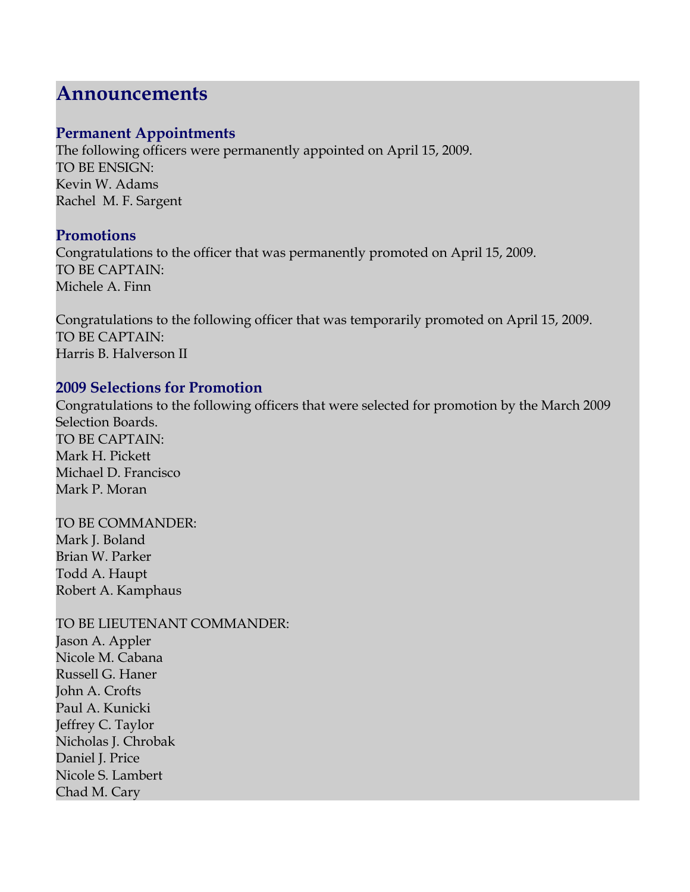# Announcements

## Permanent Appointments

The following officers were permanently appointed on April 15, 2009.
TO BE ENSIGN:
Kevin W. Adams
Rachel M. F. Sargent

## Promotions

Congratulations to the officer that was permanently promoted on April 15, 2009.
TO BE CAPTAIN:
Michele A. Finn

Congratulations to the following officer that was temporarily promoted on April 15, 2009.
TO BE CAPTAIN:
Harris B. Halverson II

## 2009 Selections for Promotion

Congratulations to the following officers that were selected for promotion by the March 2009 Selection Boards.
TO BE CAPTAIN:
Mark H. Pickett
Michael D. Francisco
Mark P. Moran

TO BE COMMANDER:
Mark J. Boland
Brian W. Parker
Todd A. Haupt
Robert A. Kamphaus

TO BE LIEUTENANT COMMANDER:
Jason A. Appler
Nicole M. Cabana
Russell G. Haner
John A. Crofts
Paul A. Kunicki
Jeffrey C. Taylor
Nicholas J. Chrobak
Daniel J. Price
Nicole S. Lambert
Chad M. Cary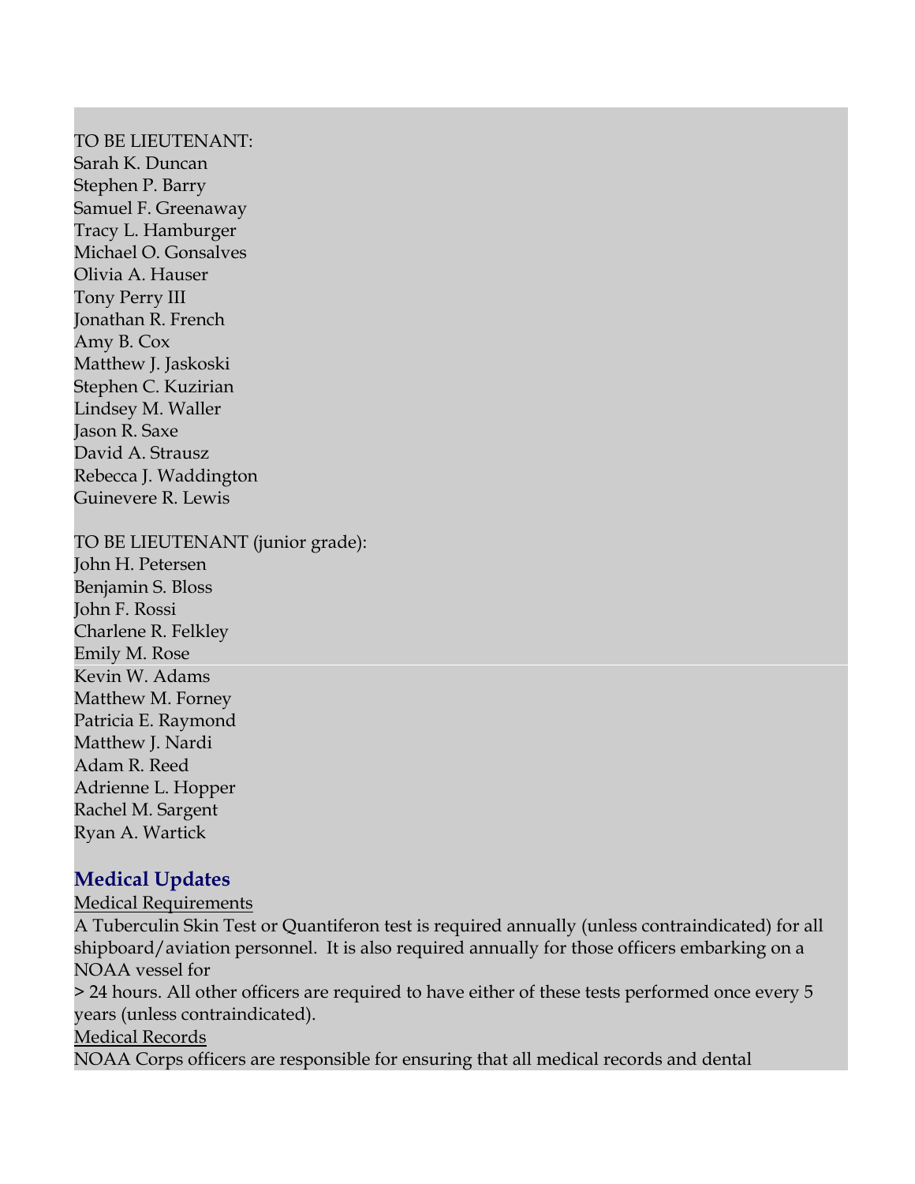TO BE LIEUTENANT:
Sarah K. Duncan
Stephen P. Barry
Samuel F. Greenaway
Tracy L. Hamburger
Michael O. Gonsalves
Olivia A. Hauser
Tony Perry III
Jonathan R. French
Amy B. Cox
Matthew J. Jaskoski
Stephen C. Kuzirian
Lindsey M. Waller
Jason R. Saxe
David A. Strausz
Rebecca J. Waddington
Guinevere R. Lewis

TO BE LIEUTENANT (junior grade):
John H. Petersen
Benjamin S. Bloss
John F. Rossi
Charlene R. Felkley
Emily M. Rose
Kevin W. Adams
Matthew M. Forney
Patricia E. Raymond
Matthew J. Nardi
Adam R. Reed
Adrienne L. Hopper
Rachel M. Sargent
Ryan A. Wartick

## Medical Updates

Medical Requirements

A Tuberculin Skin Test or Quantiferon test is required annually (unless contraindicated) for all shipboard/aviation personnel. It is also required annually for those officers embarking on a NOAA vessel for
> 24 hours. All other officers are required to have either of these tests performed once every 5 years (unless contraindicated).

Medical Records

NOAA Corps officers are responsible for ensuring that all medical records and dental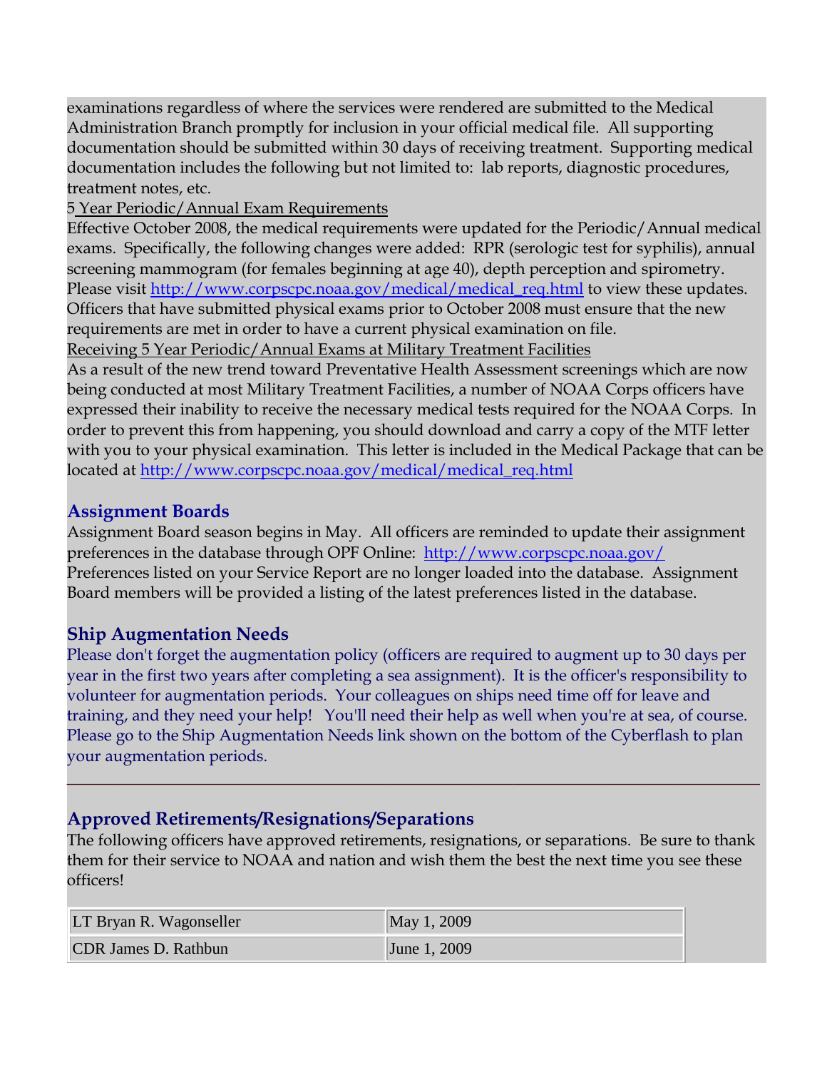examinations regardless of where the services were rendered are submitted to the Medical Administration Branch promptly for inclusion in your official medical file. All supporting documentation should be submitted within 30 days of receiving treatment. Supporting medical documentation includes the following but not limited to: lab reports, diagnostic procedures, treatment notes, etc.

5 Year Periodic/Annual Exam Requirements

Effective October 2008, the medical requirements were updated for the Periodic/Annual medical exams. Specifically, the following changes were added: RPR (serologic test for syphilis), annual screening mammogram (for females beginning at age 40), depth perception and spirometry. Please visit http://www.corpscpc.noaa.gov/medical/medical_req.html to view these updates. Officers that have submitted physical exams prior to October 2008 must ensure that the new requirements are met in order to have a current physical examination on file.

Receiving 5 Year Periodic/Annual Exams at Military Treatment Facilities

As a result of the new trend toward Preventative Health Assessment screenings which are now being conducted at most Military Treatment Facilities, a number of NOAA Corps officers have expressed their inability to receive the necessary medical tests required for the NOAA Corps. In order to prevent this from happening, you should download and carry a copy of the MTF letter with you to your physical examination. This letter is included in the Medical Package that can be located at http://www.corpscpc.noaa.gov/medical/medical_req.html

### Assignment Boards

Assignment Board season begins in May. All officers are reminded to update their assignment preferences in the database through OPF Online: http://www.corpscpc.noaa.gov/ Preferences listed on your Service Report are no longer loaded into the database. Assignment Board members will be provided a listing of the latest preferences listed in the database.

### Ship Augmentation Needs

Please don't forget the augmentation policy (officers are required to augment up to 30 days per year in the first two years after completing a sea assignment). It is the officer's responsibility to volunteer for augmentation periods. Your colleagues on ships need time off for leave and training, and they need your help! You'll need their help as well when you're at sea, of course. Please go to the Ship Augmentation Needs link shown on the bottom of the Cyberflash to plan your augmentation periods.

---

### Approved Retirements/Resignations/Separations

The following officers have approved retirements, resignations, or separations. Be sure to thank them for their service to NOAA and nation and wish them the best the next time you see these officers!

| | |
|---|---|
| LT Bryan R. Wagonseller | May 1, 2009 |
| CDR James D. Rathbun | June 1, 2009 |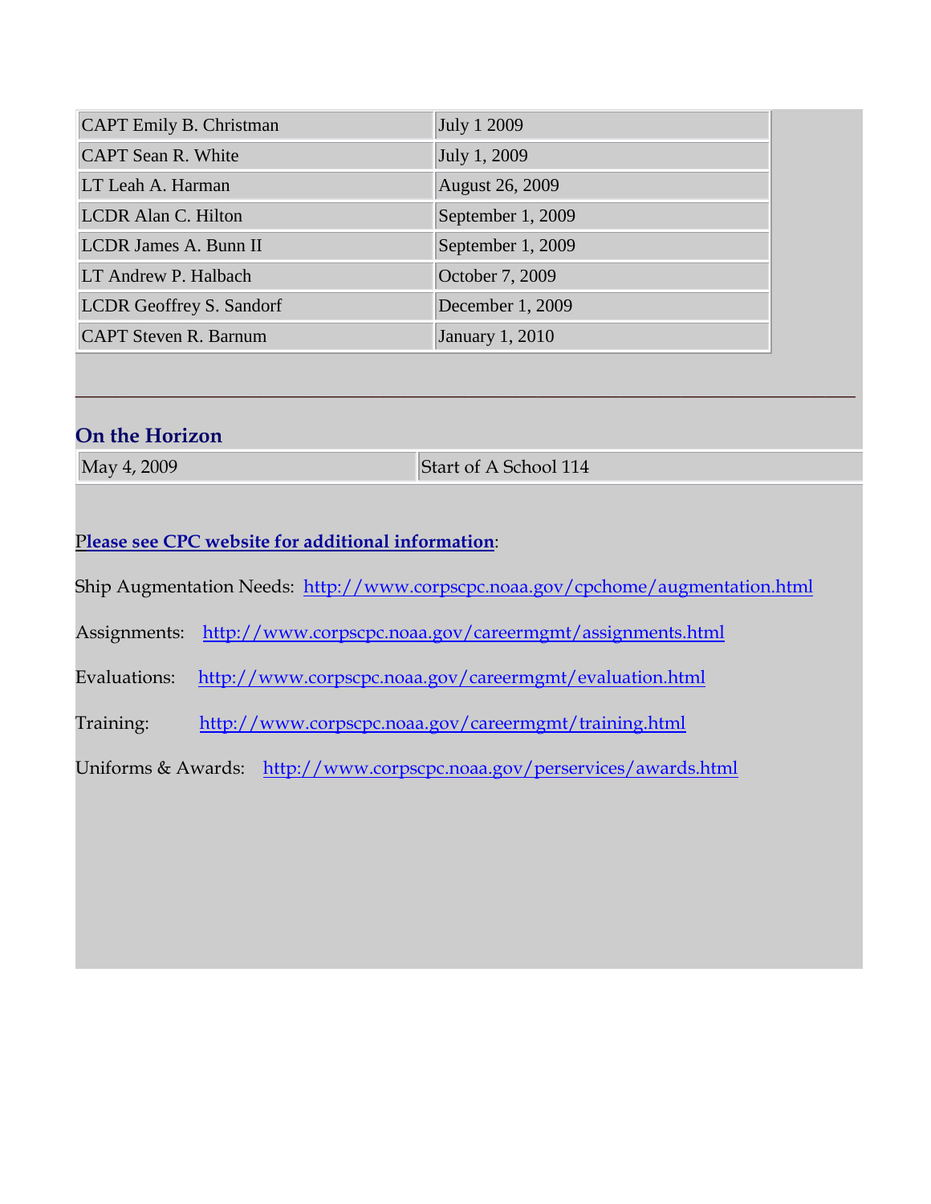| | |
|---|---|
| CAPT Emily B. Christman | July 1 2009 |
| CAPT Sean R. White | July 1, 2009 |
| LT Leah A. Harman | August 26, 2009 |
| LCDR Alan C. Hilton | September 1, 2009 |
| LCDR James A. Bunn II | September 1, 2009 |
| LT Andrew P. Halbach | October 7, 2009 |
| LCDR Geoffrey S. Sandorf | December 1, 2009 |
| CAPT Steven R. Barnum | January 1, 2010 |

---

## On the Horizon

| | |
|---|---|
| May 4, 2009 | Start of A School 114 |

**Please see CPC website for additional information**:

Ship Augmentation Needs: http://www.corpscpc.noaa.gov/cpchome/augmentation.html

Assignments: http://www.corpscpc.noaa.gov/careermgmt/assignments.html

Evaluations: http://www.corpscpc.noaa.gov/careermgmt/evaluation.html

Training: http://www.corpscpc.noaa.gov/careermgmt/training.html

Uniforms & Awards: http://www.corpscpc.noaa.gov/perservices/awards.html